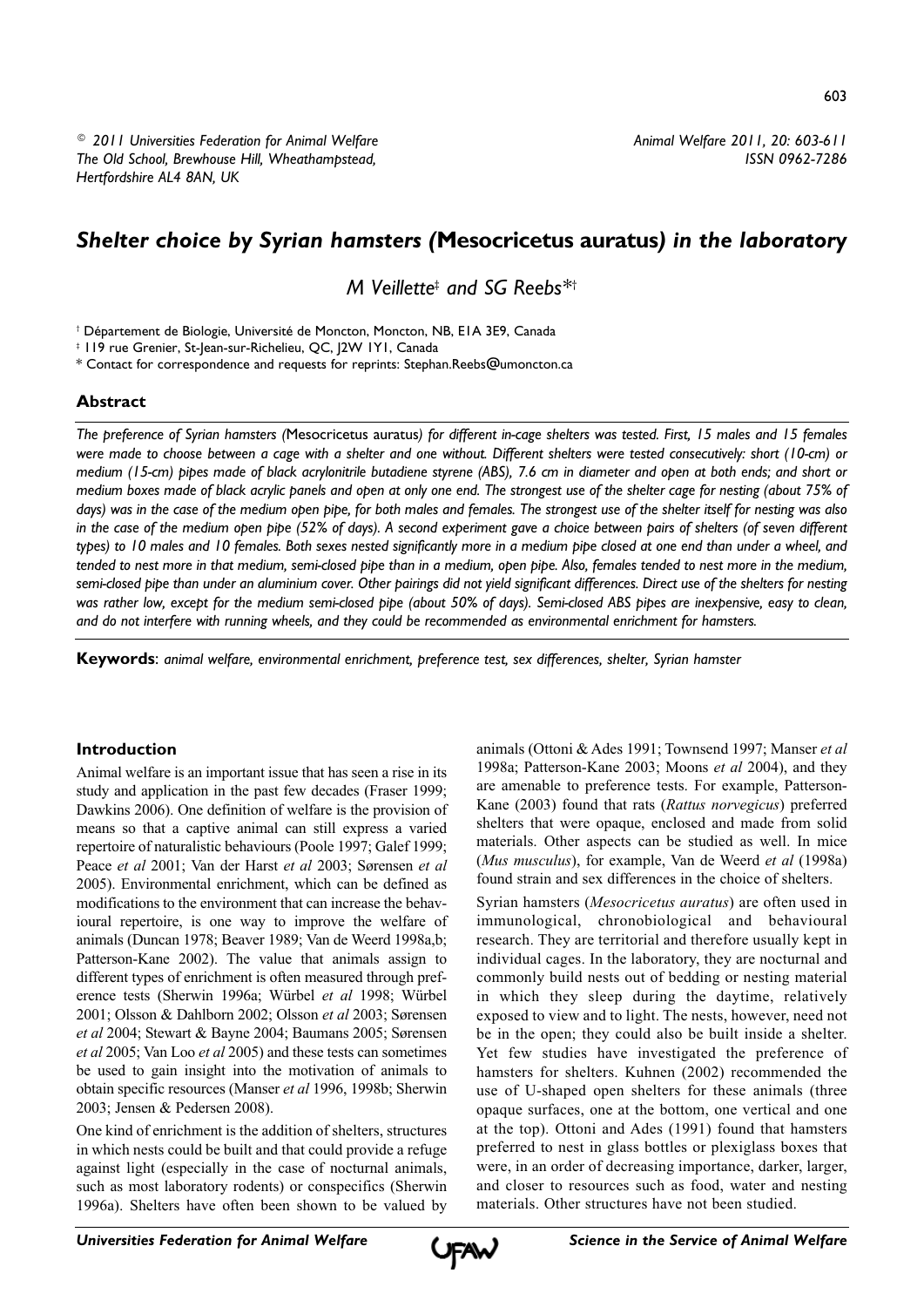© 2011 Universities Federation for Animal Welfare
The Old School, Brewhouse Hill, Wheathampstead, Hertfordshire AL4 8AN, UK

# *Shelter choice by Syrian hamsters (*Mesocricetus auratus*) in the laboratory*

*M Veillette*[‡] *and SG Reebs*[*†]

[†] Département de Biologie, Université de Moncton, Moncton, NB, E1A 3E9, Canada

[‡] 119 rue Grenier, St-Jean-sur-Richelieu, QC, J2W 1Y1, Canada

[*] Contact for correspondence and requests for reprints: Stephan.Reebs@umoncton.ca

## Abstract

*The preference of Syrian hamsters (*Mesocricetus auratus*) for different in-cage shelters was tested. First, 15 males and 15 females were made to choose between a cage with a shelter and one without. Different shelters were tested consecutively: short (10-cm) or medium (15-cm) pipes made of black acrylonitrile butadiene styrene (ABS), 7.6 cm in diameter and open at both ends; and short or medium boxes made of black acrylic panels and open at only one end. The strongest use of the shelter cage for nesting (about 75% of days) was in the case of the medium open pipe, for both males and females. The strongest use of the shelter itself for nesting was also in the case of the medium open pipe (52% of days). A second experiment gave a choice between pairs of shelters (of seven different types) to 10 males and 10 females. Both sexes nested significantly more in a medium pipe closed at one end than under a wheel, and tended to nest more in that medium, semi-closed pipe than in a medium, open pipe. Also, females tended to nest more in the medium, semi-closed pipe than under an aluminium cover. Other pairings did not yield significant differences. Direct use of the shelters for nesting was rather low, except for the medium semi-closed pipe (about 50% of days). Semi-closed ABS pipes are inexpensive, easy to clean, and do not interfere with running wheels, and they could be recommended as environmental enrichment for hamsters.*

**Keywords**: *animal welfare, environmental enrichment, preference test, sex differences, shelter, Syrian hamster*

## Introduction

Animal welfare is an important issue that has seen a rise in its study and application in the past few decades (Fraser 1999; Dawkins 2006). One definition of welfare is the provision of means so that a captive animal can still express a varied repertoire of naturalistic behaviours (Poole 1997; Galef 1999; Peace *et al* 2001; Van der Harst *et al* 2003; Sørensen *et al* 2005). Environmental enrichment, which can be defined as modifications to the environment that can increase the behavioural repertoire, is one way to improve the welfare of animals (Duncan 1978; Beaver 1989; Van de Weerd 1998a,b; Patterson-Kane 2002). The value that animals assign to different types of enrichment is often measured through preference tests (Sherwin 1996a; Würbel *et al* 1998; Würbel 2001; Olsson & Dahlborn 2002; Olsson *et al* 2003; Sørensen *et al* 2004; Stewart & Bayne 2004; Baumans 2005; Sørensen *et al* 2005; Van Loo *et al* 2005) and these tests can sometimes be used to gain insight into the motivation of animals to obtain specific resources (Manser *et al* 1996, 1998b; Sherwin 2003; Jensen & Pedersen 2008).

One kind of enrichment is the addition of shelters, structures in which nests could be built and that could provide a refuge against light (especially in the case of nocturnal animals, such as most laboratory rodents) or conspecifics (Sherwin 1996a). Shelters have often been shown to be valued by animals (Ottoni & Ades 1991; Townsend 1997; Manser *et al* 1998a; Patterson-Kane 2003; Moons *et al* 2004), and they are amenable to preference tests. For example, Patterson-Kane (2003) found that rats (*Rattus norvegicus*) preferred shelters that were opaque, enclosed and made from solid materials. Other aspects can be studied as well. In mice (*Mus musculus*), for example, Van de Weerd *et al* (1998a) found strain and sex differences in the choice of shelters.

Syrian hamsters (*Mesocricetus auratus*) are often used in immunological, chronobiological and behavioural research. They are territorial and therefore usually kept in individual cages. In the laboratory, they are nocturnal and commonly build nests out of bedding or nesting material in which they sleep during the daytime, relatively exposed to view and to light. The nests, however, need not be in the open; they could also be built inside a shelter. Yet few studies have investigated the preference of hamsters for shelters. Kuhnen (2002) recommended the use of U-shaped open shelters for these animals (three opaque surfaces, one at the bottom, one vertical and one at the top). Ottoni and Ades (1991) found that hamsters preferred to nest in glass bottles or plexiglass boxes that were, in an order of decreasing importance, darker, larger, and closer to resources such as food, water and nesting materials. Other structures have not been studied.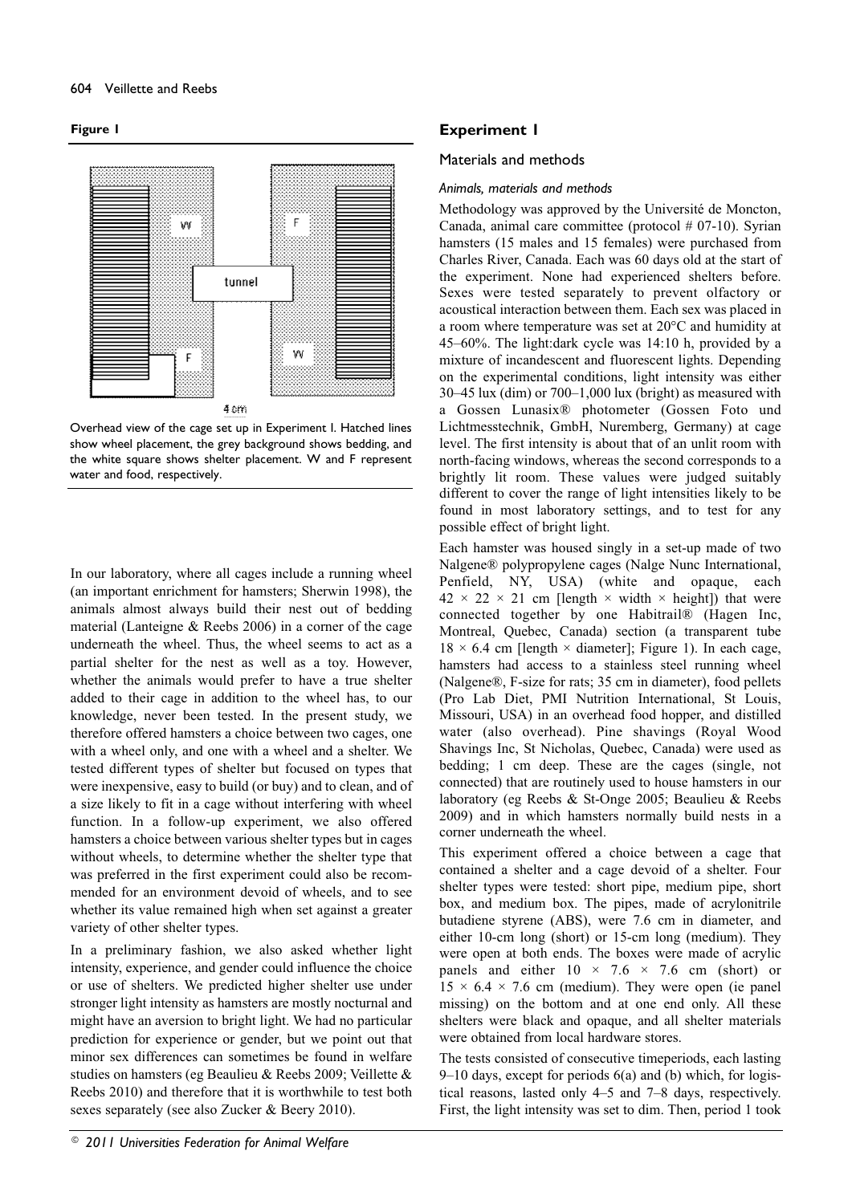**Figure 1**

Overhead view of the cage set up in Experiment I. Hatched lines show wheel placement, the grey background shows bedding, and the white square shows shelter placement. W and F represent water and food, respectively.

In our laboratory, where all cages include a running wheel (an important enrichment for hamsters; Sherwin 1998), the animals almost always build their nest out of bedding material (Lanteigne & Reebs 2006) in a corner of the cage underneath the wheel. Thus, the wheel seems to act as a partial shelter for the nest as well as a toy. However, whether the animals would prefer to have a true shelter added to their cage in addition to the wheel has, to our knowledge, never been tested. In the present study, we therefore offered hamsters a choice between two cages, one with a wheel only, and one with a wheel and a shelter. We tested different types of shelter but focused on types that were inexpensive, easy to build (or buy) and to clean, and of a size likely to fit in a cage without interfering with wheel function. In a follow-up experiment, we also offered hamsters a choice between various shelter types but in cages without wheels, to determine whether the shelter type that was preferred in the first experiment could also be recommended for an environment devoid of wheels, and to see whether its value remained high when set against a greater variety of other shelter types.

In a preliminary fashion, we also asked whether light intensity, experience, and gender could influence the choice or use of shelters. We predicted higher shelter use under stronger light intensity as hamsters are mostly nocturnal and might have an aversion to bright light. We had no particular prediction for experience or gender, but we point out that minor sex differences can sometimes be found in welfare studies on hamsters (eg Beaulieu & Reebs 2009; Veillette & Reebs 2010) and therefore that it is worthwhile to test both sexes separately (see also Zucker & Beery 2010).

## Experiment 1

### Materials and methods

#### *Animals, materials and methods*

Methodology was approved by the Université de Moncton, Canada, animal care committee (protocol # 07-10). Syrian hamsters (15 males and 15 females) were purchased from Charles River, Canada. Each was 60 days old at the start of the experiment. None had experienced shelters before. Sexes were tested separately to prevent olfactory or acoustical interaction between them. Each sex was placed in a room where temperature was set at 20°C and humidity at 45–60%. The light:dark cycle was 14:10 h, provided by a mixture of incandescent and fluorescent lights. Depending on the experimental conditions, light intensity was either 30–45 lux (dim) or 700–1,000 lux (bright) as measured with a Gossen Lunasix® photometer (Gossen Foto und Lichtmesstechnik, GmbH, Nuremberg, Germany) at cage level. The first intensity is about that of an unlit room with north-facing windows, whereas the second corresponds to a brightly lit room. These values were judged suitably different to cover the range of light intensities likely to be found in most laboratory settings, and to test for any possible effect of bright light.

Each hamster was housed singly in a set-up made of two Nalgene® polypropylene cages (Nalge Nunc International, Penfield, NY, USA) (white and opaque, each $42 \times 22 \times 21$ cm [length × width × height]) that were connected together by one Habitrail® (Hagen Inc, Montreal, Quebec, Canada) section (a transparent tube $18 \times 6.4$ cm [length × diameter]; Figure 1). In each cage, hamsters had access to a stainless steel running wheel (Nalgene®, F-size for rats; 35 cm in diameter), food pellets (Pro Lab Diet, PMI Nutrition International, St Louis, Missouri, USA) in an overhead food hopper, and distilled water (also overhead). Pine shavings (Royal Wood Shavings Inc, St Nicholas, Quebec, Canada) were used as bedding; 1 cm deep. These are the cages (single, not connected) that are routinely used to house hamsters in our laboratory (eg Reebs & St-Onge 2005; Beaulieu & Reebs 2009) and in which hamsters normally build nests in a corner underneath the wheel.

This experiment offered a choice between a cage that contained a shelter and a cage devoid of a shelter. Four shelter types were tested: short pipe, medium pipe, short box, and medium box. The pipes, made of acrylonitrile butadiene styrene (ABS), were 7.6 cm in diameter, and either 10-cm long (short) or 15-cm long (medium). They were open at both ends. The boxes were made of acrylic panels and either $10 \times 7.6 \times 7.6$ cm (short) or $15 \times 6.4 \times 7.6$ cm (medium). They were open (ie panel missing) on the bottom and at one end only. All these shelters were black and opaque, and all shelter materials were obtained from local hardware stores.

The tests consisted of consecutive timeperiods, each lasting 9–10 days, except for periods 6(a) and (b) which, for logistical reasons, lasted only 4–5 and 7–8 days, respectively. First, the light intensity was set to dim. Then, period 1 took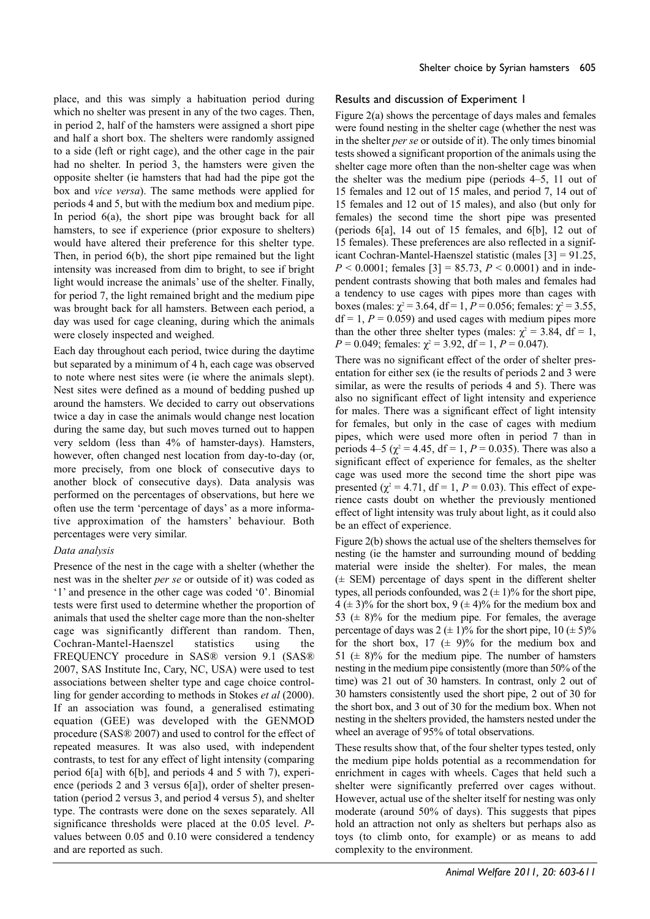place, and this was simply a habituation period during which no shelter was present in any of the two cages. Then, in period 2, half of the hamsters were assigned a short pipe and half a short box. The shelters were randomly assigned to a side (left or right cage), and the other cage in the pair had no shelter. In period 3, the hamsters were given the opposite shelter (ie hamsters that had had the pipe got the box and *vice versa*). The same methods were applied for periods 4 and 5, but with the medium box and medium pipe. In period 6(a), the short pipe was brought back for all hamsters, to see if experience (prior exposure to shelters) would have altered their preference for this shelter type. Then, in period 6(b), the short pipe remained but the light intensity was increased from dim to bright, to see if bright light would increase the animals' use of the shelter. Finally, for period 7, the light remained bright and the medium pipe was brought back for all hamsters. Between each period, a day was used for cage cleaning, during which the animals were closely inspected and weighed.

Each day throughout each period, twice during the daytime but separated by a minimum of 4 h, each cage was observed to note where nest sites were (ie where the animals slept). Nest sites were defined as a mound of bedding pushed up around the hamsters. We decided to carry out observations twice a day in case the animals would change nest location during the same day, but such moves turned out to happen very seldom (less than 4% of hamster-days). Hamsters, however, often changed nest location from day-to-day (or, more precisely, from one block of consecutive days to another block of consecutive days). Data analysis was performed on the percentages of observations, but here we often use the term 'percentage of days' as a more informative approximation of the hamsters' behaviour. Both percentages were very similar.

*Data analysis*

Presence of the nest in the cage with a shelter (whether the nest was in the shelter *per se* or outside of it) was coded as '1' and presence in the other cage was coded '0'. Binomial tests were first used to determine whether the proportion of animals that used the shelter cage more than the non-shelter cage was significantly different than random. Then, Cochran-Mantel-Haenszel statistics using the FREQUENCY procedure in SAS® version 9.1 (SAS® 2007, SAS Institute Inc, Cary, NC, USA) were used to test associations between shelter type and cage choice controlling for gender according to methods in Stokes *et al* (2000). If an association was found, a generalised estimating equation (GEE) was developed with the GENMOD procedure (SAS® 2007) and used to control for the effect of repeated measures. It was also used, with independent contrasts, to test for any effect of light intensity (comparing period 6[a] with 6[b], and periods 4 and 5 with 7), experience (periods 2 and 3 versus 6[a]), order of shelter presentation (period 2 versus 3, and period 4 versus 5), and shelter type. The contrasts were done on the sexes separately. All significance thresholds were placed at the 0.05 level. *P*-values between 0.05 and 0.10 were considered a tendency and are reported as such.

## Results and discussion of Experiment 1

Figure 2(a) shows the percentage of days males and females were found nesting in the shelter cage (whether the nest was in the shelter *per se* or outside of it). The only times binomial tests showed a significant proportion of the animals using the shelter cage more often than the non-shelter cage was when the shelter was the medium pipe (periods 4–5, 11 out of 15 females and 12 out of 15 males, and period 7, 14 out of 15 females and 12 out of 15 males), and also (but only for females) the second time the short pipe was presented (periods 6[a], 14 out of 15 females, and 6[b], 12 out of 15 females). These preferences are also reflected in a significant Cochran-Mantel-Haenszel statistic (males [3] = 91.25, $P < 0.0001$; females [3] = 85.73, $P < 0.0001$) and in independent contrasts showing that both males and females had a tendency to use cages with pipes more than cages with boxes (males: $\chi^2 = 3.64$, df = 1, $P = 0.056$; females: $\chi^2 = 3.55$, df = 1, $P = 0.059$) and used cages with medium pipes more than the other three shelter types (males: $\chi^2 = 3.84$, df = 1, $P = 0.049$; females: $\chi^2 = 3.92$, df = 1, $P = 0.047$).

There was no significant effect of the order of shelter presentation for either sex (ie the results of periods 2 and 3 were similar, as were the results of periods 4 and 5). There was also no significant effect of light intensity and experience for males. There was a significant effect of light intensity for females, but only in the case of cages with medium pipes, which were used more often in period 7 than in periods 4–5 ($\chi^2 = 4.45$, df = 1, $P = 0.035$). There was also a significant effect of experience for females, as the shelter cage was used more the second time the short pipe was presented ($\chi^2 = 4.71$, df = 1, $P = 0.03$). This effect of experience casts doubt on whether the previously mentioned effect of light intensity was truly about light, as it could also be an effect of experience.

Figure 2(b) shows the actual use of the shelters themselves for nesting (ie the hamster and surrounding mound of bedding material were inside the shelter). For males, the mean (± SEM) percentage of days spent in the different shelter types, all periods confounded, was 2 (± 1)% for the short pipe, 4 (± 3)% for the short box, 9 (± 4)% for the medium box and 53 (± 8)% for the medium pipe. For females, the average percentage of days was 2 (± 1)% for the short pipe, 10 (± 5)% for the short box, 17 (± 9)% for the medium box and 51 (± 8)% for the medium pipe. The number of hamsters nesting in the medium pipe consistently (more than 50% of the time) was 21 out of 30 hamsters. In contrast, only 2 out of 30 hamsters consistently used the short pipe, 2 out of 30 for the short box, and 3 out of 30 for the medium box. When not nesting in the shelters provided, the hamsters nested under the wheel an average of 95% of total observations.

These results show that, of the four shelter types tested, only the medium pipe holds potential as a recommendation for enrichment in cages with wheels. Cages that held such a shelter were significantly preferred over cages without. However, actual use of the shelter itself for nesting was only moderate (around 50% of days). This suggests that pipes hold an attraction not only as shelters but perhaps also as toys (to climb onto, for example) or as means to add complexity to the environment.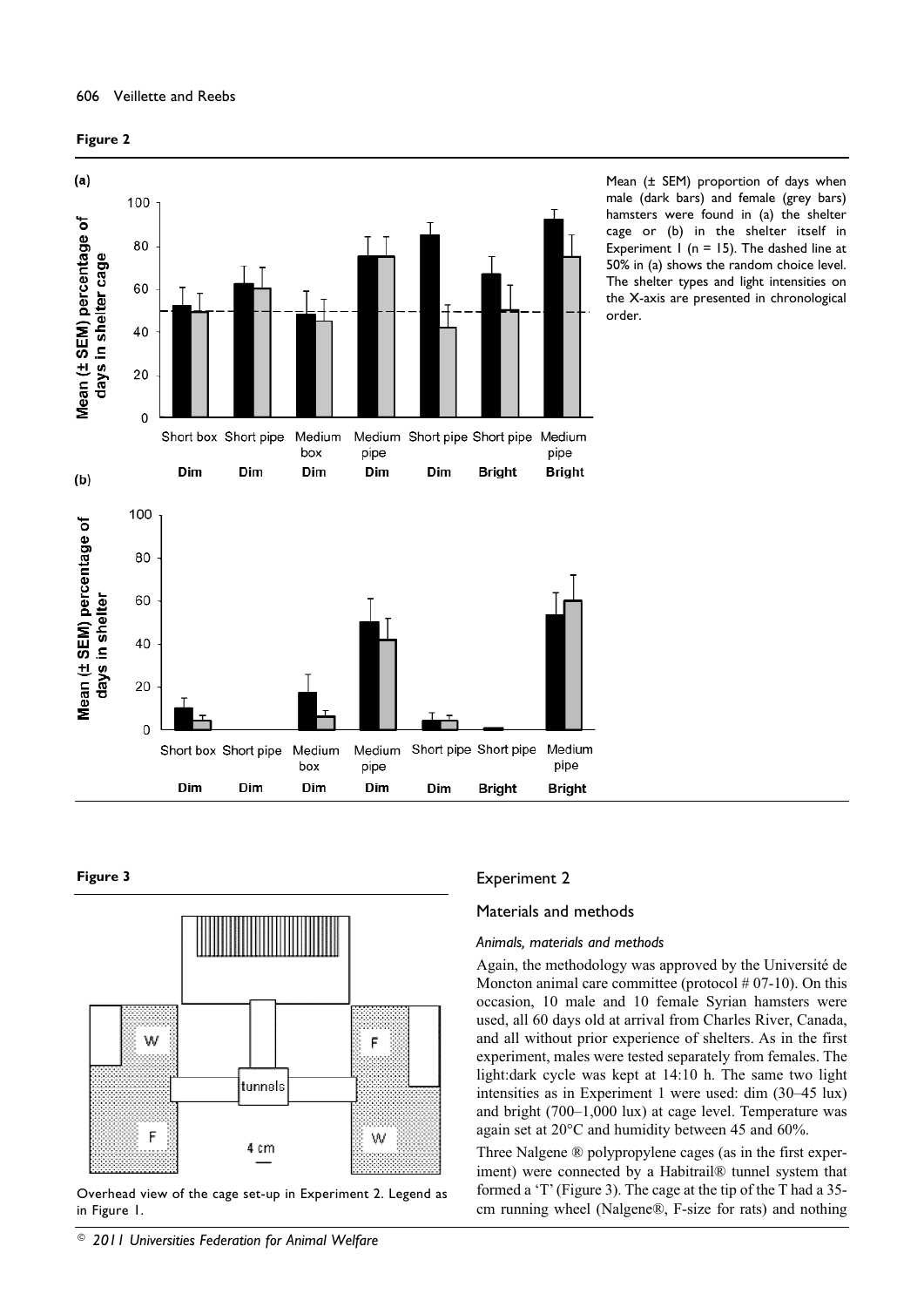**Figure 2**

Mean (± SEM) proportion of days when male (dark bars) and female (grey bars) hamsters were found in (a) the shelter cage or (b) in the shelter itself in Experiment 1 (n = 15). The dashed line at 50% in (a) shows the random choice level. The shelter types and light intensities on the X-axis are presented in chronological order.

**Figure 3**

Overhead view of the cage set-up in Experiment 2. Legend as in Figure 1.

## Experiment 2

### Materials and methods

#### *Animals, materials and methods*

Again, the methodology was approved by the Université de Moncton animal care committee (protocol # 07-10). On this occasion, 10 male and 10 female Syrian hamsters were used, all 60 days old at arrival from Charles River, Canada, and all without prior experience of shelters. As in the first experiment, males were tested separately from females. The light:dark cycle was kept at 14:10 h. The same two light intensities as in Experiment 1 were used: dim (30–45 lux) and bright (700–1,000 lux) at cage level. Temperature was again set at 20°C and humidity between 45 and 60%.

Three Nalgene ® polypropylene cages (as in the first experiment) were connected by a Habitrail® tunnel system that formed a 'T' (Figure 3). The cage at the tip of the T had a 35-cm running wheel (Nalgene®, F-size for rats) and nothing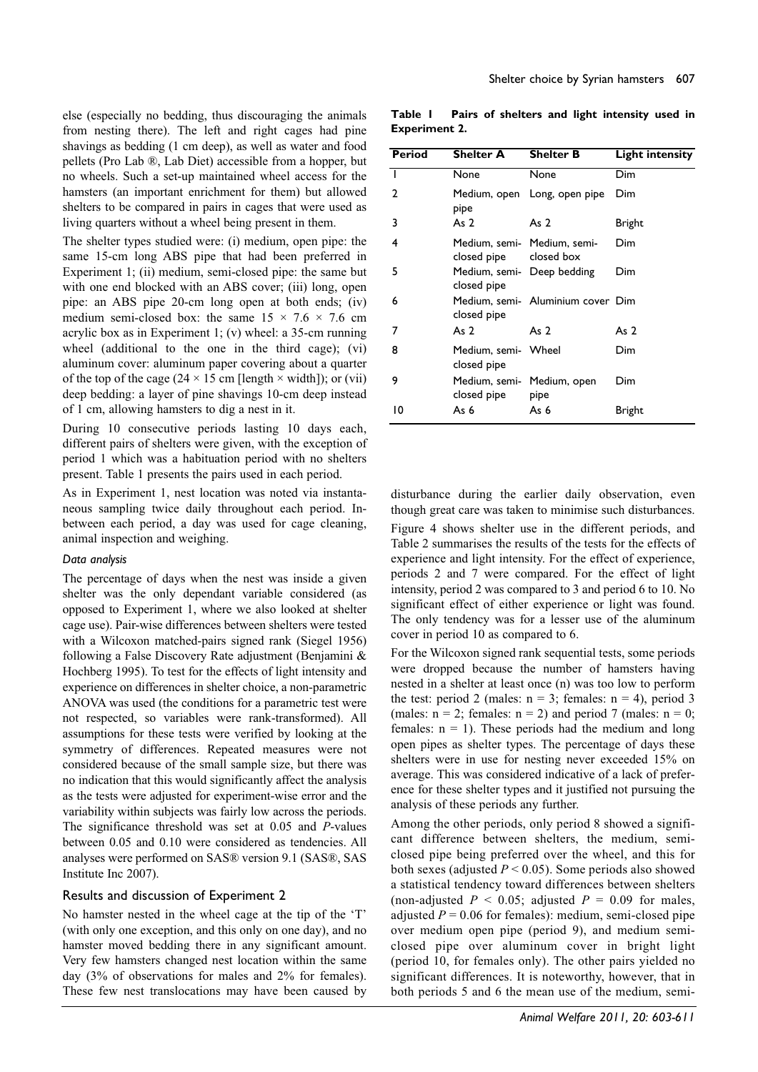else (especially no bedding, thus discouraging the animals from nesting there). The left and right cages had pine shavings as bedding (1 cm deep), as well as water and food pellets (Pro Lab ®, Lab Diet) accessible from a hopper, but no wheels. Such a set-up maintained wheel access for the hamsters (an important enrichment for them) but allowed shelters to be compared in pairs in cages that were used as living quarters without a wheel being present in them.

The shelter types studied were: (i) medium, open pipe: the same 15-cm long ABS pipe that had been preferred in Experiment 1; (ii) medium, semi-closed pipe: the same but with one end blocked with an ABS cover; (iii) long, open pipe: an ABS pipe 20-cm long open at both ends; (iv) medium semi-closed box: the same 15 × 7.6 × 7.6 cm acrylic box as in Experiment 1; (v) wheel: a 35-cm running wheel (additional to the one in the third cage); (vi) aluminum cover: aluminum paper covering about a quarter of the top of the cage (24 × 15 cm [length × width]); or (vii) deep bedding: a layer of pine shavings 10-cm deep instead of 1 cm, allowing hamsters to dig a nest in it.

During 10 consecutive periods lasting 10 days each, different pairs of shelters were given, with the exception of period 1 which was a habituation period with no shelters present. Table 1 presents the pairs used in each period.

As in Experiment 1, nest location was noted via instantaneous sampling twice daily throughout each period. In-between each period, a day was used for cage cleaning, animal inspection and weighing.

*Data analysis*

The percentage of days when the nest was inside a given shelter was the only dependant variable considered (as opposed to Experiment 1, where we also looked at shelter cage use). Pair-wise differences between shelters were tested with a Wilcoxon matched-pairs signed rank (Siegel 1956) following a False Discovery Rate adjustment (Benjamini & Hochberg 1995). To test for the effects of light intensity and experience on differences in shelter choice, a non-parametric ANOVA was used (the conditions for a parametric test were not respected, so variables were rank-transformed). All assumptions for these tests were verified by looking at the symmetry of differences. Repeated measures were not considered because of the small sample size, but there was no indication that this would significantly affect the analysis as the tests were adjusted for experiment-wise error and the variability within subjects was fairly low across the periods. The significance threshold was set at 0.05 and *P*-values between 0.05 and 0.10 were considered as tendencies. All analyses were performed on SAS® version 9.1 (SAS®, SAS Institute Inc 2007).

## Results and discussion of Experiment 2

No hamster nested in the wheel cage at the tip of the 'T' (with only one exception, and this only on one day), and no hamster moved bedding there in any significant amount. Very few hamsters changed nest location within the same day (3% of observations for males and 2% for females). These few nest translocations may have been caused by disturbance during the earlier daily observation, even though great care was taken to minimise such disturbances.

**Table 1 Pairs of shelters and light intensity used in Experiment 2.**

| Period | Shelter A | Shelter B | Light intensity |
|---|---|---|---|
| 1 | None | None | Dim |
| 2 | Medium, open pipe | Long, open pipe | Dim |
| 3 | As 2 | As 2 | Bright |
| 4 | Medium, semi-closed pipe | Medium, semi-closed box | Dim |
| 5 | Medium, semi-closed pipe | Deep bedding | Dim |
| 6 | Medium, semi-closed pipe | Aluminium cover | Dim |
| 7 | As 2 | As 2 | As 2 |
| 8 | Medium, semi-closed pipe | Wheel | Dim |
| 9 | Medium, semi-closed pipe | Medium, open pipe | Dim |
| 10 | As 6 | As 6 | Bright |

Figure 4 shows shelter use in the different periods, and Table 2 summarises the results of the tests for the effects of experience and light intensity. For the effect of experience, periods 2 and 7 were compared. For the effect of light intensity, period 2 was compared to 3 and period 6 to 10. No significant effect of either experience or light was found. The only tendency was for a lesser use of the aluminum cover in period 10 as compared to 6.

For the Wilcoxon signed rank sequential tests, some periods were dropped because the number of hamsters having nested in a shelter at least once (n) was too low to perform the test: period 2 (males: n = 3; females: n = 4), period 3 (males: n = 2; females: n = 2) and period 7 (males: n = 0; females: n = 1). These periods had the medium and long open pipes as shelter types. The percentage of days these shelters were in use for nesting never exceeded 15% on average. This was considered indicative of a lack of preference for these shelter types and it justified not pursuing the analysis of these periods any further.

Among the other periods, only period 8 showed a significant difference between shelters, the medium, semi-closed pipe being preferred over the wheel, and this for both sexes (adjusted $P < 0.05$). Some periods also showed a statistical tendency toward differences between shelters (non-adjusted $P < 0.05$; adjusted $P = 0.09$ for males, adjusted $P = 0.06$ for females): medium, semi-closed pipe over medium open pipe (period 9), and medium semi-closed pipe over aluminum cover in bright light (period 10, for females only). The other pairs yielded no significant differences. It is noteworthy, however, that in both periods 5 and 6 the mean use of the medium, semi-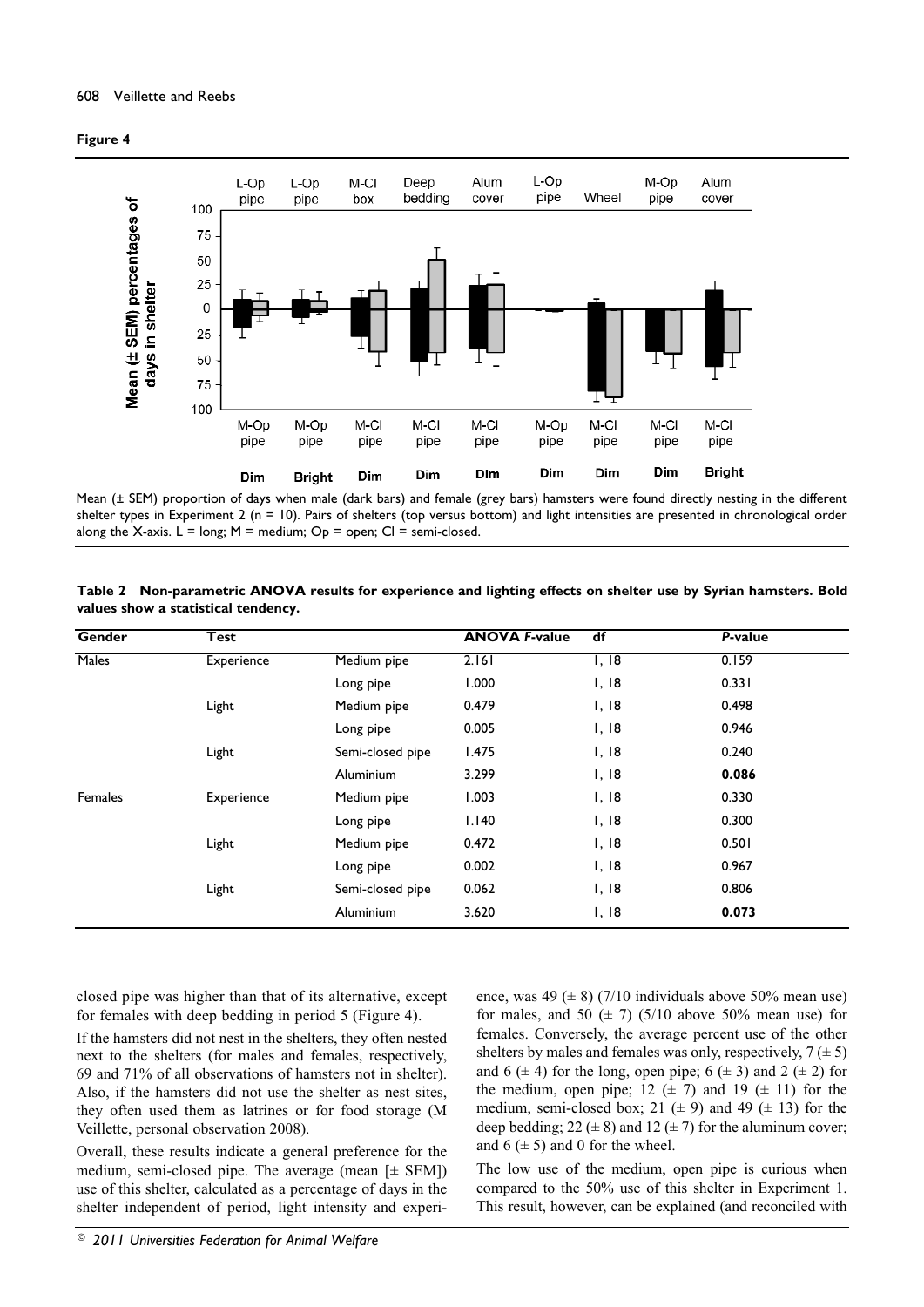**Figure 4**

Mean (± SEM) proportion of days when male (dark bars) and female (grey bars) hamsters were found directly nesting in the different shelter types in Experiment 2 (n = 10). Pairs of shelters (top versus bottom) and light intensities are presented in chronological order along the X-axis. L = long; M = medium; Op = open; Cl = semi-closed.

**Table 2 Non-parametric ANOVA results for experience and lighting effects on shelter use by Syrian hamsters. Bold values show a statistical tendency.**

| Gender | Test | | ANOVA *F*-value | df | *P*-value |
|---|---|---|---|---|---|
| Males | Experience | Medium pipe | 2.161 | 1, 18 | 0.159 |
| | | Long pipe | 1.000 | 1, 18 | 0.331 |
| | Light | Medium pipe | 0.479 | 1, 18 | 0.498 |
| | | Long pipe | 0.005 | 1, 18 | 0.946 |
| | Light | Semi-closed pipe | 1.475 | 1, 18 | 0.240 |
| | | Aluminium | 3.299 | 1, 18 | **0.086** |
| Females | Experience | Medium pipe | 1.003 | 1, 18 | 0.330 |
| | | Long pipe | 1.140 | 1, 18 | 0.300 |
| | Light | Medium pipe | 0.472 | 1, 18 | 0.501 |
| | | Long pipe | 0.002 | 1, 18 | 0.967 |
| | Light | Semi-closed pipe | 0.062 | 1, 18 | 0.806 |
| | | Aluminium | 3.620 | 1, 18 | **0.073** |

closed pipe was higher than that of its alternative, except for females with deep bedding in period 5 (Figure 4).

If the hamsters did not nest in the shelters, they often nested next to the shelters (for males and females, respectively, 69 and 71% of all observations of hamsters not in shelter). Also, if the hamsters did not use the shelter as nest sites, they often used them as latrines or for food storage (M Veillette, personal observation 2008).

Overall, these results indicate a general preference for the medium, semi-closed pipe. The average (mean [± SEM]) use of this shelter, calculated as a percentage of days in the shelter independent of period, light intensity and experience, was 49 (± 8) (7/10 individuals above 50% mean use) for males, and 50 (± 7) (5/10 above 50% mean use) for females. Conversely, the average percent use of the other shelters by males and females was only, respectively, 7 (± 5) and 6 (± 4) for the long, open pipe; 6 (± 3) and 2 (± 2) for the medium, open pipe; 12 (± 7) and 19 (± 11) for the medium, semi-closed box; 21 (± 9) and 49 (± 13) for the deep bedding; 22 (± 8) and 12 (± 7) for the aluminum cover; and 6 (± 5) and 0 for the wheel.

The low use of the medium, open pipe is curious when compared to the 50% use of this shelter in Experiment 1. This result, however, can be explained (and reconciled with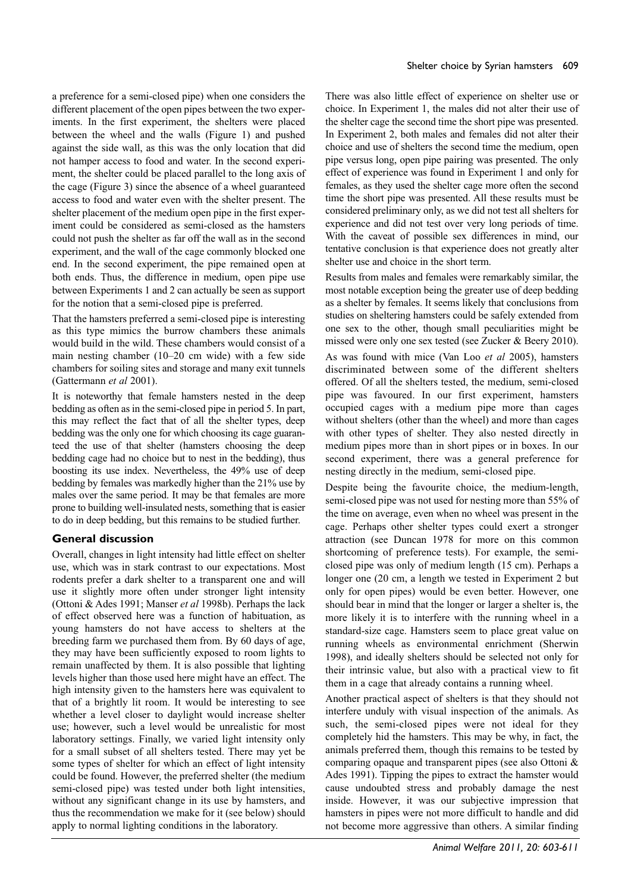a preference for a semi-closed pipe) when one considers the different placement of the open pipes between the two experiments. In the first experiment, the shelters were placed between the wheel and the walls (Figure 1) and pushed against the side wall, as this was the only location that did not hamper access to food and water. In the second experiment, the shelter could be placed parallel to the long axis of the cage (Figure 3) since the absence of a wheel guaranteed access to food and water even with the shelter present. The shelter placement of the medium open pipe in the first experiment could be considered as semi-closed as the hamsters could not push the shelter as far off the wall as in the second experiment, and the wall of the cage commonly blocked one end. In the second experiment, the pipe remained open at both ends. Thus, the difference in medium, open pipe use between Experiments 1 and 2 can actually be seen as support for the notion that a semi-closed pipe is preferred.

That the hamsters preferred a semi-closed pipe is interesting as this type mimics the burrow chambers these animals would build in the wild. These chambers would consist of a main nesting chamber (10–20 cm wide) with a few side chambers for soiling sites and storage and many exit tunnels (Gattermann *et al* 2001).

It is noteworthy that female hamsters nested in the deep bedding as often as in the semi-closed pipe in period 5. In part, this may reflect the fact that of all the shelter types, deep bedding was the only one for which choosing its cage guaranteed the use of that shelter (hamsters choosing the deep bedding cage had no choice but to nest in the bedding), thus boosting its use index. Nevertheless, the 49% use of deep bedding by females was markedly higher than the 21% use by males over the same period. It may be that females are more prone to building well-insulated nests, something that is easier to do in deep bedding, but this remains to be studied further.

## General discussion

Overall, changes in light intensity had little effect on shelter use, which was in stark contrast to our expectations. Most rodents prefer a dark shelter to a transparent one and will use it slightly more often under stronger light intensity (Ottoni & Ades 1991; Manser *et al* 1998b). Perhaps the lack of effect observed here was a function of habituation, as young hamsters do not have access to shelters at the breeding farm we purchased them from. By 60 days of age, they may have been sufficiently exposed to room lights to remain unaffected by them. It is also possible that lighting levels higher than those used here might have an effect. The high intensity given to the hamsters here was equivalent to that of a brightly lit room. It would be interesting to see whether a level closer to daylight would increase shelter use; however, such a level would be unrealistic for most laboratory settings. Finally, we varied light intensity only for a small subset of all shelters tested. There may yet be some types of shelter for which an effect of light intensity could be found. However, the preferred shelter (the medium semi-closed pipe) was tested under both light intensities, without any significant change in its use by hamsters, and thus the recommendation we make for it (see below) should apply to normal lighting conditions in the laboratory.

There was also little effect of experience on shelter use or choice. In Experiment 1, the males did not alter their use of the shelter cage the second time the short pipe was presented. In Experiment 2, both males and females did not alter their choice and use of shelters the second time the medium, open pipe versus long, open pipe pairing was presented. The only effect of experience was found in Experiment 1 and only for females, as they used the shelter cage more often the second time the short pipe was presented. All these results must be considered preliminary only, as we did not test all shelters for experience and did not test over very long periods of time. With the caveat of possible sex differences in mind, our tentative conclusion is that experience does not greatly alter shelter use and choice in the short term.

Results from males and females were remarkably similar, the most notable exception being the greater use of deep bedding as a shelter by females. It seems likely that conclusions from studies on sheltering hamsters could be safely extended from one sex to the other, though small peculiarities might be missed were only one sex tested (see Zucker & Beery 2010).

As was found with mice (Van Loo *et al* 2005), hamsters discriminated between some of the different shelters offered. Of all the shelters tested, the medium, semi-closed pipe was favoured. In our first experiment, hamsters occupied cages with a medium pipe more than cages without shelters (other than the wheel) and more than cages with other types of shelter. They also nested directly in medium pipes more than in short pipes or in boxes. In our second experiment, there was a general preference for nesting directly in the medium, semi-closed pipe.

Despite being the favourite choice, the medium-length, semi-closed pipe was not used for nesting more than 55% of the time on average, even when no wheel was present in the cage. Perhaps other shelter types could exert a stronger attraction (see Duncan 1978 for more on this common shortcoming of preference tests). For example, the semi-closed pipe was only of medium length (15 cm). Perhaps a longer one (20 cm, a length we tested in Experiment 2 but only for open pipes) would be even better. However, one should bear in mind that the longer or larger a shelter is, the more likely it is to interfere with the running wheel in a standard-size cage. Hamsters seem to place great value on running wheels as environmental enrichment (Sherwin 1998), and ideally shelters should be selected not only for their intrinsic value, but also with a practical view to fit them in a cage that already contains a running wheel.

Another practical aspect of shelters is that they should not interfere unduly with visual inspection of the animals. As such, the semi-closed pipes were not ideal for they completely hid the hamsters. This may be why, in fact, the animals preferred them, though this remains to be tested by comparing opaque and transparent pipes (see also Ottoni & Ades 1991). Tipping the pipes to extract the hamster would cause undoubted stress and probably damage the nest inside. However, it was our subjective impression that hamsters in pipes were not more difficult to handle and did not become more aggressive than others. A similar finding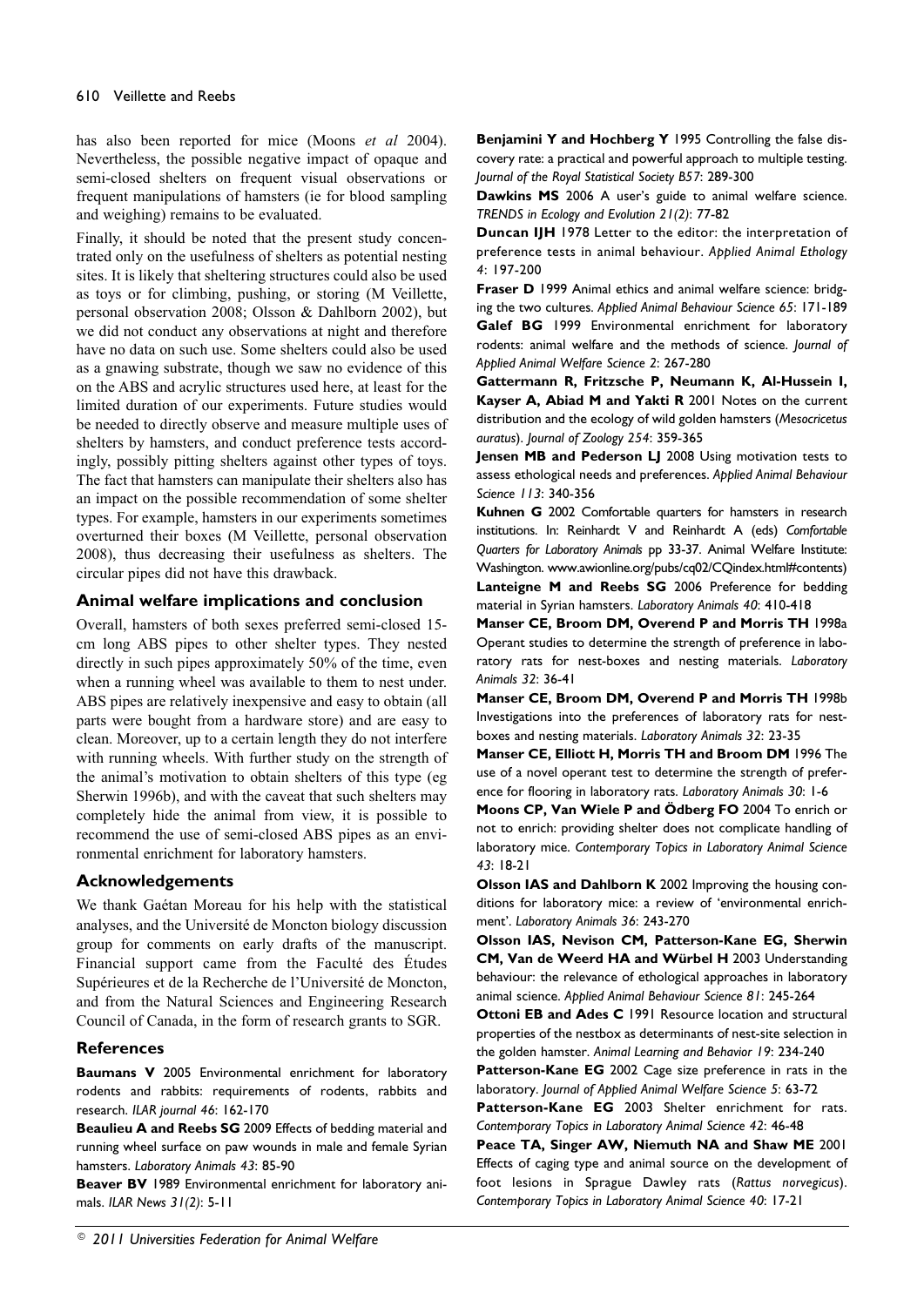has also been reported for mice (Moons *et al* 2004). Nevertheless, the possible negative impact of opaque and semi-closed shelters on frequent visual observations or frequent manipulations of hamsters (ie for blood sampling and weighing) remains to be evaluated.

Finally, it should be noted that the present study concentrated only on the usefulness of shelters as potential nesting sites. It is likely that sheltering structures could also be used as toys or for climbing, pushing, or storing (M Veillette, personal observation 2008; Olsson & Dahlborn 2002), but we did not conduct any observations at night and therefore have no data on such use. Some shelters could also be used as a gnawing substrate, though we saw no evidence of this on the ABS and acrylic structures used here, at least for the limited duration of our experiments. Future studies would be needed to directly observe and measure multiple uses of shelters by hamsters, and conduct preference tests accordingly, possibly pitting shelters against other types of toys. The fact that hamsters can manipulate their shelters also has an impact on the possible recommendation of some shelter types. For example, hamsters in our experiments sometimes overturned their boxes (M Veillette, personal observation 2008), thus decreasing their usefulness as shelters. The circular pipes did not have this drawback.

## Animal welfare implications and conclusion

Overall, hamsters of both sexes preferred semi-closed 15-cm long ABS pipes to other shelter types. They nested directly in such pipes approximately 50% of the time, even when a running wheel was available to them to nest under. ABS pipes are relatively inexpensive and easy to obtain (all parts were bought from a hardware store) and are easy to clean. Moreover, up to a certain length they do not interfere with running wheels. With further study on the strength of the animal's motivation to obtain shelters of this type (eg Sherwin 1996b), and with the caveat that such shelters may completely hide the animal from view, it is possible to recommend the use of semi-closed ABS pipes as an environmental enrichment for laboratory hamsters.

## Acknowledgements

We thank Gaétan Moreau for his help with the statistical analyses, and the Université de Moncton biology discussion group for comments on early drafts of the manuscript. Financial support came from the Faculté des Études Supérieures et de la Recherche de l'Université de Moncton, and from the Natural Sciences and Engineering Research Council of Canada, in the form of research grants to SGR.

## References

**Baumans V** 2005 Environmental enrichment for laboratory rodents and rabbits: requirements of rodents, rabbits and research. *ILAR journal 46*: 162-170

**Beaulieu A and Reebs SG** 2009 Effects of bedding material and running wheel surface on paw wounds in male and female Syrian hamsters. *Laboratory Animals 43*: 85-90

**Beaver BV** 1989 Environmental enrichment for laboratory animals. *ILAR News 31(2)*: 5-11

**Benjamini Y and Hochberg Y** 1995 Controlling the false discovery rate: a practical and powerful approach to multiple testing. *Journal of the Royal Statistical Society B57*: 289-300

**Dawkins MS** 2006 A user's guide to animal welfare science. *TRENDS in Ecology and Evolution 21(2)*: 77-82

**Duncan IJH** 1978 Letter to the editor: the interpretation of preference tests in animal behaviour. *Applied Animal Ethology 4*: 197-200

**Fraser D** 1999 Animal ethics and animal welfare science: bridging the two cultures. *Applied Animal Behaviour Science 65*: 171-189

**Galef BG** 1999 Environmental enrichment for laboratory rodents: animal welfare and the methods of science. *Journal of Applied Animal Welfare Science 2*: 267-280

**Gattermann R, Fritzsche P, Neumann K, Al-Hussein I, Kayser A, Abiad M and Yakti R** 2001 Notes on the current distribution and the ecology of wild golden hamsters (*Mesocricetus auratus*). *Journal of Zoology 254*: 359-365

**Jensen MB and Pederson LJ** 2008 Using motivation tests to assess ethological needs and preferences. *Applied Animal Behaviour Science 113*: 340-356

**Kuhnen G** 2002 Comfortable quarters for hamsters in research institutions. In: Reinhardt V and Reinhardt A (eds) *Comfortable Quarters for Laboratory Animals* pp 33-37. Animal Welfare Institute: Washington. www.awionline.org/pubs/cq02/CQindex.html#contents)

**Lanteigne M and Reebs SG** 2006 Preference for bedding material in Syrian hamsters. *Laboratory Animals 40*: 410-418

**Manser CE, Broom DM, Overend P and Morris TH** 1998a Operant studies to determine the strength of preference in laboratory rats for nest-boxes and nesting materials. *Laboratory Animals 32*: 36-41

**Manser CE, Broom DM, Overend P and Morris TH** 1998b Investigations into the preferences of laboratory rats for nest-boxes and nesting materials. *Laboratory Animals 32*: 23-35

**Manser CE, Elliott H, Morris TH and Broom DM** 1996 The use of a novel operant test to determine the strength of preference for flooring in laboratory rats. *Laboratory Animals 30*: 1-6

**Moons CP, Van Wiele P and Ödberg FO** 2004 To enrich or not to enrich: providing shelter does not complicate handling of laboratory mice. *Contemporary Topics in Laboratory Animal Science 43*: 18-21

**Olsson IAS and Dahlborn K** 2002 Improving the housing conditions for laboratory mice: a review of 'environmental enrichment'. *Laboratory Animals 36*: 243-270

**Olsson IAS, Nevison CM, Patterson-Kane EG, Sherwin CM, Van de Weerd HA and Würbel H** 2003 Understanding behaviour: the relevance of ethological approaches in laboratory animal science. *Applied Animal Behaviour Science 81*: 245-264

**Ottoni EB and Ades C** 1991 Resource location and structural properties of the nestbox as determinants of nest-site selection in the golden hamster. *Animal Learning and Behavior 19*: 234-240

**Patterson-Kane EG** 2002 Cage size preference in rats in the laboratory. *Journal of Applied Animal Welfare Science 5*: 63-72

**Patterson-Kane EG** 2003 Shelter enrichment for rats. *Contemporary Topics in Laboratory Animal Science 42*: 46-48

**Peace TA, Singer AW, Niemuth NA and Shaw ME** 2001 Effects of caging type and animal source on the development of foot lesions in Sprague Dawley rats (*Rattus norvegicus*). *Contemporary Topics in Laboratory Animal Science 40*: 17-21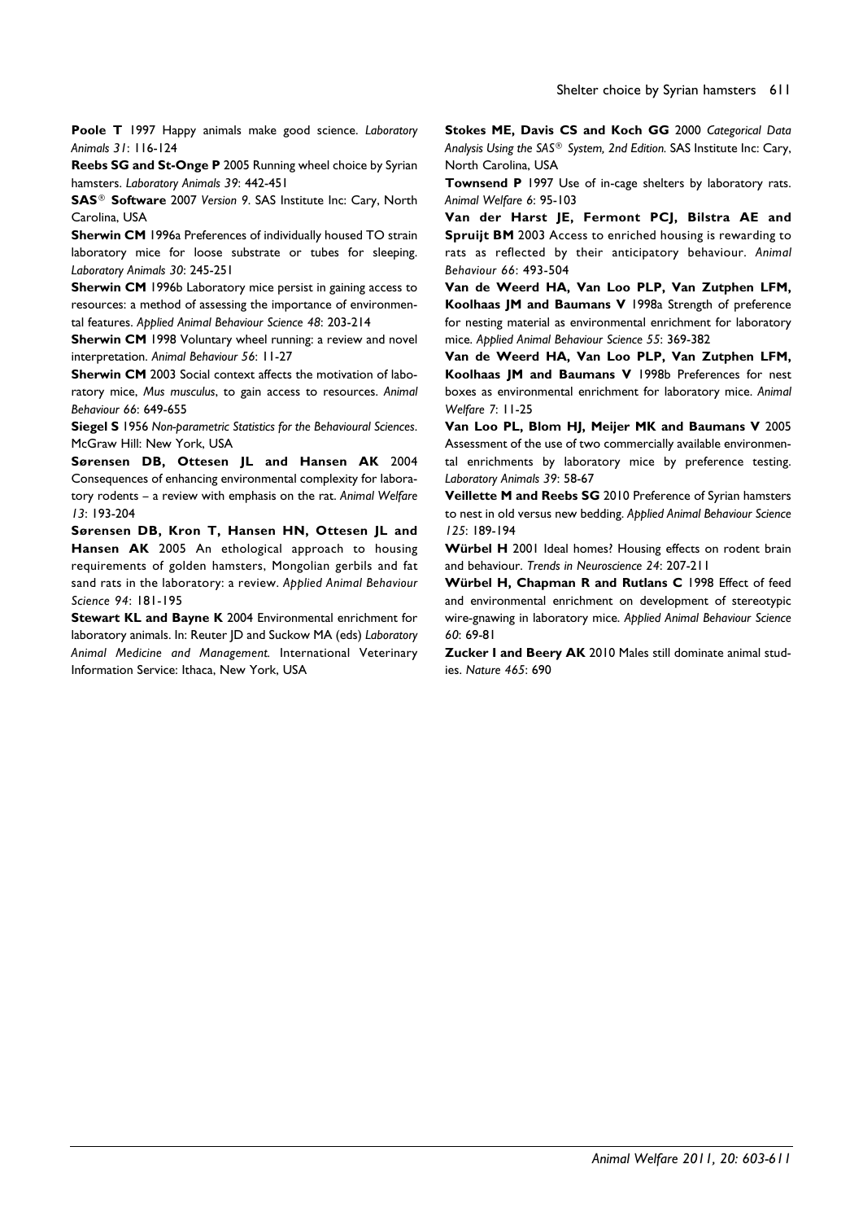**Poole T** 1997 Happy animals make good science. *Laboratory Animals 31*: 116-124

**Reebs SG and St-Onge P** 2005 Running wheel choice by Syrian hamsters. *Laboratory Animals 39*: 442-451

**SAS® Software** 2007 *Version 9*. SAS Institute Inc: Cary, North Carolina, USA

**Sherwin CM** 1996a Preferences of individually housed TO strain laboratory mice for loose substrate or tubes for sleeping. *Laboratory Animals 30*: 245-251

**Sherwin CM** 1996b Laboratory mice persist in gaining access to resources: a method of assessing the importance of environmental features. *Applied Animal Behaviour Science 48*: 203-214

**Sherwin CM** 1998 Voluntary wheel running: a review and novel interpretation. *Animal Behaviour 56*: 11-27

**Sherwin CM** 2003 Social context affects the motivation of laboratory mice, *Mus musculus*, to gain access to resources. *Animal Behaviour 66*: 649-655

**Siegel S** 1956 *Non-parametric Statistics for the Behavioural Sciences*. McGraw Hill: New York, USA

**Sørensen DB, Ottesen JL and Hansen AK** 2004 Consequences of enhancing environmental complexity for laboratory rodents – a review with emphasis on the rat. *Animal Welfare 13*: 193-204

**Sørensen DB, Kron T, Hansen HN, Ottesen JL and Hansen AK** 2005 An ethological approach to housing requirements of golden hamsters, Mongolian gerbils and fat sand rats in the laboratory: a review. *Applied Animal Behaviour Science 94*: 181-195

**Stewart KL and Bayne K** 2004 Environmental enrichment for laboratory animals. In: Reuter JD and Suckow MA (eds) *Laboratory Animal Medicine and Management.* International Veterinary Information Service: Ithaca, New York, USA

**Stokes ME, Davis CS and Koch GG** 2000 *Categorical Data Analysis Using the SAS® System, 2nd Edition.* SAS Institute Inc: Cary, North Carolina, USA

**Townsend P** 1997 Use of in-cage shelters by laboratory rats. *Animal Welfare 6*: 95-103

**Van der Harst JE, Fermont PCJ, Bilstra AE and Spruijt BM** 2003 Access to enriched housing is rewarding to rats as reflected by their anticipatory behaviour. *Animal Behaviour 66*: 493-504

**Van de Weerd HA, Van Loo PLP, Van Zutphen LFM, Koolhaas JM and Baumans V** 1998a Strength of preference for nesting material as environmental enrichment for laboratory mice. *Applied Animal Behaviour Science 55*: 369-382

**Van de Weerd HA, Van Loo PLP, Van Zutphen LFM, Koolhaas JM and Baumans V** 1998b Preferences for nest boxes as environmental enrichment for laboratory mice. *Animal Welfare 7*: 11-25

**Van Loo PL, Blom HJ, Meijer MK and Baumans V** 2005 Assessment of the use of two commercially available environmental enrichments by laboratory mice by preference testing. *Laboratory Animals 39*: 58-67

**Veillette M and Reebs SG** 2010 Preference of Syrian hamsters to nest in old versus new bedding. *Applied Animal Behaviour Science 125*: 189-194

**Würbel H** 2001 Ideal homes? Housing effects on rodent brain and behaviour. *Trends in Neuroscience 24*: 207-211

**Würbel H, Chapman R and Rutlans C** 1998 Effect of feed and environmental enrichment on development of stereotypic wire-gnawing in laboratory mice. *Applied Animal Behaviour Science 60*: 69-81

**Zucker I and Beery AK** 2010 Males still dominate animal studies. *Nature 465*: 690